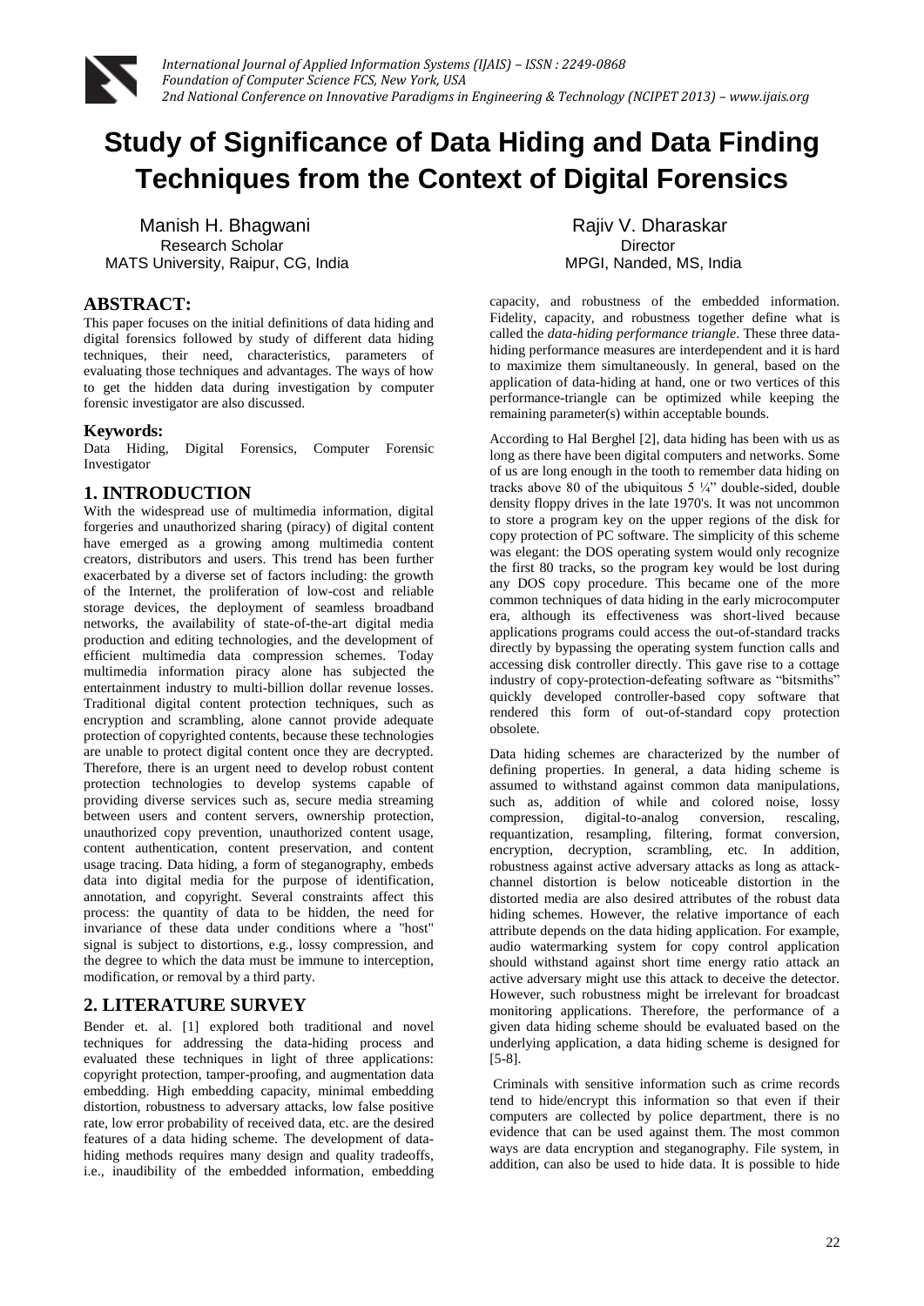# Study of Significance of Data Hiding and Data Finding Techniques from the Context of Digital Forensics

Manish H. Bhagwani
Research Scholar
MATS University, Raipur, CG, India

Rajiv V. Dharaskar
Director
MPGI, Nanded, MS, India

## ABSTRACT:

This paper focuses on the initial definitions of data hiding and digital forensics followed by study of different data hiding techniques, their need, characteristics, parameters of evaluating those techniques and advantages. The ways of how to get the hidden data during investigation by computer forensic investigator are also discussed.

### Keywords:

Data Hiding, Digital Forensics, Computer Forensic Investigator

## 1. INTRODUCTION

With the widespread use of multimedia information, digital forgeries and unauthorized sharing (piracy) of digital content have emerged as a growing among multimedia content creators, distributors and users. This trend has been further exacerbated by a diverse set of factors including: the growth of the Internet, the proliferation of low-cost and reliable storage devices, the deployment of seamless broadband networks, the availability of state-of-the-art digital media production and editing technologies, and the development of efficient multimedia data compression schemes. Today multimedia information piracy alone has subjected the entertainment industry to multi-billion dollar revenue losses. Traditional digital content protection techniques, such as encryption and scrambling, alone cannot provide adequate protection of copyrighted contents, because these technologies are unable to protect digital content once they are decrypted. Therefore, there is an urgent need to develop robust content protection technologies to develop systems capable of providing diverse services such as, secure media streaming between users and content servers, ownership protection, unauthorized copy prevention, unauthorized content usage, content authentication, content preservation, and content usage tracing. Data hiding, a form of steganography, embeds data into digital media for the purpose of identification, annotation, and copyright. Several constraints affect this process: the quantity of data to be hidden, the need for invariance of these data under conditions where a "host" signal is subject to distortions, e.g., lossy compression, and the degree to which the data must be immune to interception, modification, or removal by a third party.

## 2. LITERATURE SURVEY

Bender et. al. [1] explored both traditional and novel techniques for addressing the data-hiding process and evaluated these techniques in light of three applications: copyright protection, tamper-proofing, and augmentation data embedding. High embedding capacity, minimal embedding distortion, robustness to adversary attacks, low false positive rate, low error probability of received data, etc. are the desired features of a data hiding scheme. The development of data-hiding methods requires many design and quality tradeoffs, i.e., inaudibility of the embedded information, embedding capacity, and robustness of the embedded information. Fidelity, capacity, and robustness together define what is called the *data-hiding performance triangle*. These three data-hiding performance measures are interdependent and it is hard to maximize them simultaneously. In general, based on the application of data-hiding at hand, one or two vertices of this performance-triangle can be optimized while keeping the remaining parameter(s) within acceptable bounds.

According to Hal Berghel [2], data hiding has been with us as long as there have been digital computers and networks. Some of us are long enough in the tooth to remember data hiding on tracks above 80 of the ubiquitous 5 ¼" double-sided, double density floppy drives in the late 1970's. It was not uncommon to store a program key on the upper regions of the disk for copy protection of PC software. The simplicity of this scheme was elegant: the DOS operating system would only recognize the first 80 tracks, so the program key would be lost during any DOS copy procedure. This became one of the more common techniques of data hiding in the early microcomputer era, although its effectiveness was short-lived because applications programs could access the out-of-standard tracks directly by bypassing the operating system function calls and accessing disk controller directly. This gave rise to a cottage industry of copy-protection-defeating software as "bitsmiths" quickly developed controller-based copy software that rendered this form of out-of-standard copy protection obsolete.

Data hiding schemes are characterized by the number of defining properties. In general, a data hiding scheme is assumed to withstand against common data manipulations, such as, addition of while and colored noise, lossy compression, digital-to-analog conversion, rescaling, requantization, resampling, filtering, format conversion, encryption, decryption, scrambling, etc. In addition, robustness against active adversary attacks as long as attack-channel distortion is below noticeable distortion in the distorted media are also desired attributes of the robust data hiding schemes. However, the relative importance of each attribute depends on the data hiding application. For example, audio watermarking system for copy control application should withstand against short time energy ratio attack an active adversary might use this attack to deceive the detector. However, such robustness might be irrelevant for broadcast monitoring applications. Therefore, the performance of a given data hiding scheme should be evaluated based on the underlying application, a data hiding scheme is designed for [5-8].

Criminals with sensitive information such as crime records tend to hide/encrypt this information so that even if their computers are collected by police department, there is no evidence that can be used against them. The most common ways are data encryption and steganography. File system, in addition, can also be used to hide data. It is possible to hide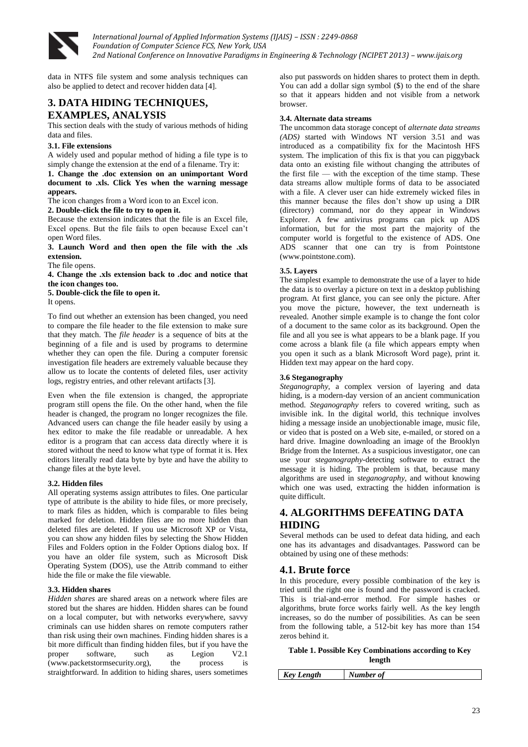data in NTFS file system and some analysis techniques can also be applied to detect and recover hidden data [4].

## 3. DATA HIDING TECHNIQUES, EXAMPLES, ANALYSIS

This section deals with the study of various methods of hiding data and files.

### 3.1. File extensions

A widely used and popular method of hiding a file type is to simply change the extension at the end of a filename. Try it:

**1. Change the .doc extension on an unimportant Word document to .xls. Click Yes when the warning message appears.**

The icon changes from a Word icon to an Excel icon.

**2. Double-click the file to try to open it.**

Because the extension indicates that the file is an Excel file, Excel opens. But the file fails to open because Excel can't open Word files.

**3. Launch Word and then open the file with the .xls extension.**

The file opens.

**4. Change the .xls extension back to .doc and notice that the icon changes too.**

**5. Double-click the file to open it.**

It opens.

To find out whether an extension has been changed, you need to compare the file header to the file extension to make sure that they match. The *file header* is a sequence of bits at the beginning of a file and is used by programs to determine whether they can open the file. During a computer forensic investigation file headers are extremely valuable because they allow us to locate the contents of deleted files, user activity logs, registry entries, and other relevant artifacts [3].

Even when the file extension is changed, the appropriate program still opens the file. On the other hand, when the file header is changed, the program no longer recognizes the file. Advanced users can change the file header easily by using a hex editor to make the file readable or unreadable. A hex editor is a program that can access data directly where it is stored without the need to know what type of format it is. Hex editors literally read data byte by byte and have the ability to change files at the byte level.

### 3.2. Hidden files

All operating systems assign attributes to files. One particular type of attribute is the ability to hide files, or more precisely, to mark files as hidden, which is comparable to files being marked for deletion. Hidden files are no more hidden than deleted files are deleted. If you use Microsoft XP or Vista, you can show any hidden files by selecting the Show Hidden Files and Folders option in the Folder Options dialog box. If you have an older file system, such as Microsoft Disk Operating System (DOS), use the Attrib command to either hide the file or make the file viewable.

### 3.3. Hidden shares

*Hidden shares* are shared areas on a network where files are stored but the shares are hidden. Hidden shares can be found on a local computer, but with networks everywhere, savvy criminals can use hidden shares on remote computers rather than risk using their own machines. Finding hidden shares is a bit more difficult than finding hidden files, but if you have the proper software, such as Legion V2.1 (www.packetstormsecurity.org), the process is straightforward. In addition to hiding shares, users sometimes also put passwords on hidden shares to protect them in depth. You can add a dollar sign symbol ($) to the end of the share so that it appears hidden and not visible from a network browser.

### 3.4. Alternate data streams

The uncommon data storage concept of *alternate data streams (ADS)* started with Windows NT version 3.51 and was introduced as a compatibility fix for the Macintosh HFS system. The implication of this fix is that you can piggyback data onto an existing file without changing the attributes of the first file — with the exception of the time stamp. These data streams allow multiple forms of data to be associated with a file. A clever user can hide extremely wicked files in this manner because the files don't show up using a DIR (directory) command, nor do they appear in Windows Explorer. A few antivirus programs can pick up ADS information, but for the most part the majority of the computer world is forgetful to the existence of ADS. One ADS scanner that one can try is from Pointstone (www.pointstone.com).

### 3.5. Layers

The simplest example to demonstrate the use of a layer to hide the data is to overlay a picture on text in a desktop publishing program. At first glance, you can see only the picture. After you move the picture, however, the text underneath is revealed. Another simple example is to change the font color of a document to the same color as its background. Open the file and all you see is what appears to be a blank page. If you come across a blank file (a file which appears empty when you open it such as a blank Microsoft Word page), print it. Hidden text may appear on the hard copy.

### 3.6 Steganography

*Steganography*, a complex version of layering and data hiding, is a modern-day version of an ancient communication method. *Steganography* refers to covered writing, such as invisible ink. In the digital world, this technique involves hiding a message inside an unobjectionable image, music file, or video that is posted on a Web site, e-mailed, or stored on a hard drive. Imagine downloading an image of the Brooklyn Bridge from the Internet. As a suspicious investigator, one can use your s*teganography*-detecting software to extract the message it is hiding. The problem is that, because many algorithms are used in s*teganography*, and without knowing which one was used, extracting the hidden information is quite difficult.

## 4. ALGORITHMS DEFEATING DATA HIDING

Several methods can be used to defeat data hiding, and each one has its advantages and disadvantages. Password can be obtained by using one of these methods:

## 4.1. Brute force

In this procedure, every possible combination of the key is tried until the right one is found and the password is cracked. This is trial-and-error method. For simple hashes or algorithms, brute force works fairly well. As the key length increases, so do the number of possibilities. As can be seen from the following table, a 512-bit key has more than 154 zeros behind it.

**Table 1. Possible Key Combinations according to Key length**

| *Key Length* | *Number of* |
| --- | --- |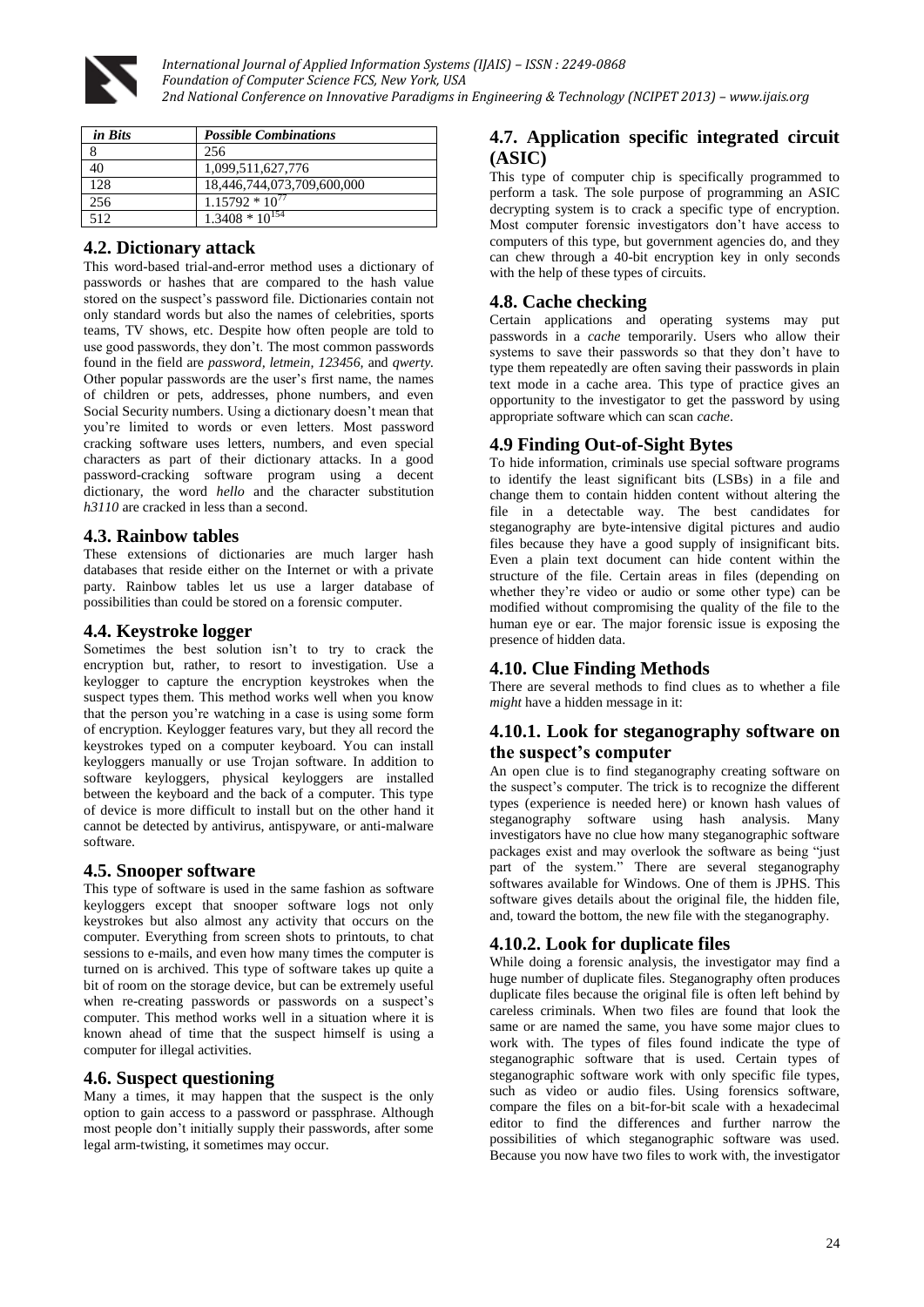| *in Bits* | *Possible Combinations* |
|---|---|
| 8 | 256 |
| 40 | 1,099,511,627,776 |
| 128 | 18,446,744,073,709,600,000 |
| 256 | $1.15792 * 10^{77}$ |
| 512 | $1.3408 * 10^{154}$ |

## 4.2. Dictionary attack

This word-based trial-and-error method uses a dictionary of passwords or hashes that are compared to the hash value stored on the suspect's password file. Dictionaries contain not only standard words but also the names of celebrities, sports teams, TV shows, etc. Despite how often people are told to use good passwords, they don't. The most common passwords found in the field are *password*, *letmein*, *123456*, and *qwerty*. Other popular passwords are the user's first name, the names of children or pets, addresses, phone numbers, and even Social Security numbers. Using a dictionary doesn't mean that you're limited to words or even letters. Most password cracking software uses letters, numbers, and even special characters as part of their dictionary attacks. In a good password-cracking software program using a decent dictionary, the word *hello* and the character substitution *h3110* are cracked in less than a second.

## 4.3. Rainbow tables

These extensions of dictionaries are much larger hash databases that reside either on the Internet or with a private party. Rainbow tables let us use a larger database of possibilities than could be stored on a forensic computer.

## 4.4. Keystroke logger

Sometimes the best solution isn't to try to crack the encryption but, rather, to resort to investigation. Use a keylogger to capture the encryption keystrokes when the suspect types them. This method works well when you know that the person you're watching in a case is using some form of encryption. Keylogger features vary, but they all record the keystrokes typed on a computer keyboard. You can install keyloggers manually or use Trojan software. In addition to software keyloggers, physical keyloggers are installed between the keyboard and the back of a computer. This type of device is more difficult to install but on the other hand it cannot be detected by antivirus, antispyware, or anti-malware software.

## 4.5. Snooper software

This type of software is used in the same fashion as software keyloggers except that snooper software logs not only keystrokes but also almost any activity that occurs on the computer. Everything from screen shots to printouts, to chat sessions to e-mails, and even how many times the computer is turned on is archived. This type of software takes up quite a bit of room on the storage device, but can be extremely useful when re-creating passwords or passwords on a suspect's computer. This method works well in a situation where it is known ahead of time that the suspect himself is using a computer for illegal activities.

## 4.6. Suspect questioning

Many a times, it may happen that the suspect is the only option to gain access to a password or passphrase. Although most people don't initially supply their passwords, after some legal arm-twisting, it sometimes may occur.

## 4.7. Application specific integrated circuit (ASIC)

This type of computer chip is specifically programmed to perform a task. The sole purpose of programming an ASIC decrypting system is to crack a specific type of encryption. Most computer forensic investigators don't have access to computers of this type, but government agencies do, and they can chew through a 40-bit encryption key in only seconds with the help of these types of circuits.

## 4.8. Cache checking

Certain applications and operating systems may put passwords in a *cache* temporarily. Users who allow their systems to save their passwords so that they don't have to type them repeatedly are often saving their passwords in plain text mode in a cache area. This type of practice gives an opportunity to the investigator to get the password by using appropriate software which can scan *cache*.

## 4.9 Finding Out-of-Sight Bytes

To hide information, criminals use special software programs to identify the least significant bits (LSBs) in a file and change them to contain hidden content without altering the file in a detectable way. The best candidates for steganography are byte-intensive digital pictures and audio files because they have a good supply of insignificant bits. Even a plain text document can hide content within the structure of the file. Certain areas in files (depending on whether they're video or audio or some other type) can be modified without compromising the quality of the file to the human eye or ear. The major forensic issue is exposing the presence of hidden data.

## 4.10. Clue Finding Methods

There are several methods to find clues as to whether a file *might* have a hidden message in it:

### 4.10.1. Look for steganography software on the suspect's computer

An open clue is to find steganography creating software on the suspect's computer. The trick is to recognize the different types (experience is needed here) or known hash values of steganography software using hash analysis. Many investigators have no clue how many steganographic software packages exist and may overlook the software as being "just part of the system." There are several steganography softwares available for Windows. One of them is JPHS. This software gives details about the original file, the hidden file, and, toward the bottom, the new file with the steganography.

### 4.10.2. Look for duplicate files

While doing a forensic analysis, the investigator may find a huge number of duplicate files. Steganography often produces duplicate files because the original file is often left behind by careless criminals. When two files are found that look the same or are named the same, you have some major clues to work with. The types of files found indicate the type of steganographic software that is used. Certain types of steganographic software work with only specific file types, such as video or audio files. Using forensics software, compare the files on a bit-for-bit scale with a hexadecimal editor to find the differences and further narrow the possibilities of which steganographic software was used. Because you now have two files to work with, the investigator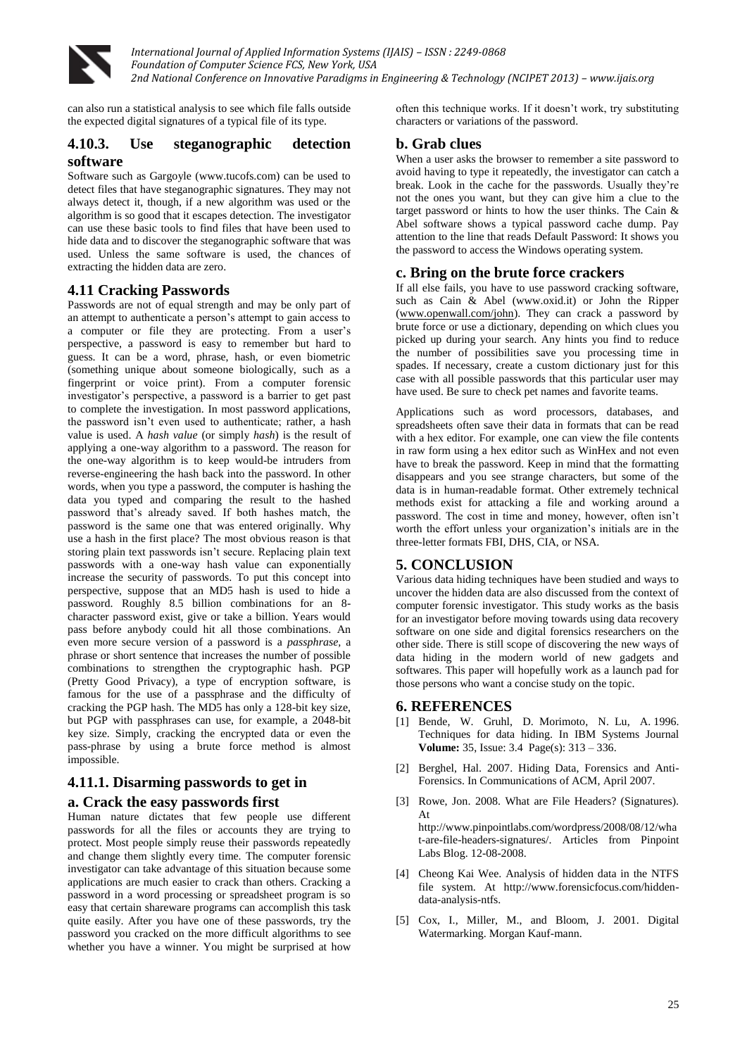can also run a statistical analysis to see which file falls outside the expected digital signatures of a typical file of its type.

### 4.10.3. Use steganographic detection software

Software such as Gargoyle (www.tucofs.com) can be used to detect files that have steganographic signatures. They may not always detect it, though, if a new algorithm was used or the algorithm is so good that it escapes detection. The investigator can use these basic tools to find files that have been used to hide data and to discover the steganographic software that was used. Unless the same software is used, the chances of extracting the hidden data are zero.

## 4.11 Cracking Passwords

Passwords are not of equal strength and may be only part of an attempt to authenticate a person's attempt to gain access to a computer or file they are protecting. From a user's perspective, a password is easy to remember but hard to guess. It can be a word, phrase, hash, or even biometric (something unique about someone biologically, such as a fingerprint or voice print). From a computer forensic investigator's perspective, a password is a barrier to get past to complete the investigation. In most password applications, the password isn't even used to authenticate; rather, a hash value is used. A *hash value* (or simply *hash*) is the result of applying a one-way algorithm to a password. The reason for the one-way algorithm is to keep would-be intruders from reverse-engineering the hash back into the password. In other words, when you type a password, the computer is hashing the data you typed and comparing the result to the hashed password that's already saved. If both hashes match, the password is the same one that was entered originally. Why use a hash in the first place? The most obvious reason is that storing plain text passwords isn't secure. Replacing plain text passwords with a one-way hash value can exponentially increase the security of passwords. To put this concept into perspective, suppose that an MD5 hash is used to hide a password. Roughly 8.5 billion combinations for an 8-character password exist, give or take a billion. Years would pass before anybody could hit all those combinations. An even more secure version of a password is a *passphrase*, a phrase or short sentence that increases the number of possible combinations to strengthen the cryptographic hash. PGP (Pretty Good Privacy), a type of encryption software, is famous for the use of a passphrase and the difficulty of cracking the PGP hash. The MD5 has only a 128-bit key size, but PGP with passphrases can use, for example, a 2048-bit key size. Simply, cracking the encrypted data or even the pass-phrase by using a brute force method is almost impossible.

### 4.11.1. Disarming passwords to get in

#### a. Crack the easy passwords first

Human nature dictates that few people use different passwords for all the files or accounts they are trying to protect. Most people simply reuse their passwords repeatedly and change them slightly every time. The computer forensic investigator can take advantage of this situation because some applications are much easier to crack than others. Cracking a password in a word processing or spreadsheet program is so easy that certain shareware programs can accomplish this task quite easily. After you have one of these passwords, try the password you cracked on the more difficult algorithms to see whether you have a winner. You might be surprised at how often this technique works. If it doesn't work, try substituting characters or variations of the password.

#### b. Grab clues

When a user asks the browser to remember a site password to avoid having to type it repeatedly, the investigator can catch a break. Look in the cache for the passwords. Usually they're not the ones you want, but they can give him a clue to the target password or hints to how the user thinks. The Cain & Abel software shows a typical password cache dump. Pay attention to the line that reads Default Password: It shows you the password to access the Windows operating system.

#### c. Bring on the brute force crackers

If all else fails, you have to use password cracking software, such as Cain & Abel (www.oxid.it) or John the Ripper (www.openwall.com/john). They can crack a password by brute force or use a dictionary, depending on which clues you picked up during your search. Any hints you find to reduce the number of possibilities save you processing time in spades. If necessary, create a custom dictionary just for this case with all possible passwords that this particular user may have used. Be sure to check pet names and favorite teams.

Applications such as word processors, databases, and spreadsheets often save their data in formats that can be read with a hex editor. For example, one can view the file contents in raw form using a hex editor such as WinHex and not even have to break the password. Keep in mind that the formatting disappears and you see strange characters, but some of the data is in human-readable format. Other extremely technical methods exist for attacking a file and working around a password. The cost in time and money, however, often isn't worth the effort unless your organization's initials are in the three-letter formats FBI, DHS, CIA, or NSA.

## 5. CONCLUSION

Various data hiding techniques have been studied and ways to uncover the hidden data are also discussed from the context of computer forensic investigator. This study works as the basis for an investigator before moving towards using data recovery software on one side and digital forensics researchers on the other side. There is still scope of discovering the new ways of data hiding in the modern world of new gadgets and softwares. This paper will hopefully work as a launch pad for those persons who want a concise study on the topic.

## 6. REFERENCES

[1] Bende, W. Gruhl, D. Morimoto, N. Lu, A. 1996. Techniques for data hiding. In IBM Systems Journal **Volume:** 35, Issue: 3.4 Page(s): 313 – 336.

[2] Berghel, Hal. 2007. Hiding Data, Forensics and Anti-Forensics. In Communications of ACM, April 2007.

[3] Rowe, Jon. 2008. What are File Headers? (Signatures). At http://www.pinpointlabs.com/wordpress/2008/08/12/what-are-file-headers-signatures/. Articles from Pinpoint Labs Blog. 12-08-2008.

[4] Cheong Kai Wee. Analysis of hidden data in the NTFS file system. At http://www.forensicfocus.com/hidden-data-analysis-ntfs.

[5] Cox, I., Miller, M., and Bloom, J. 2001. Digital Watermarking. Morgan Kauf-mann.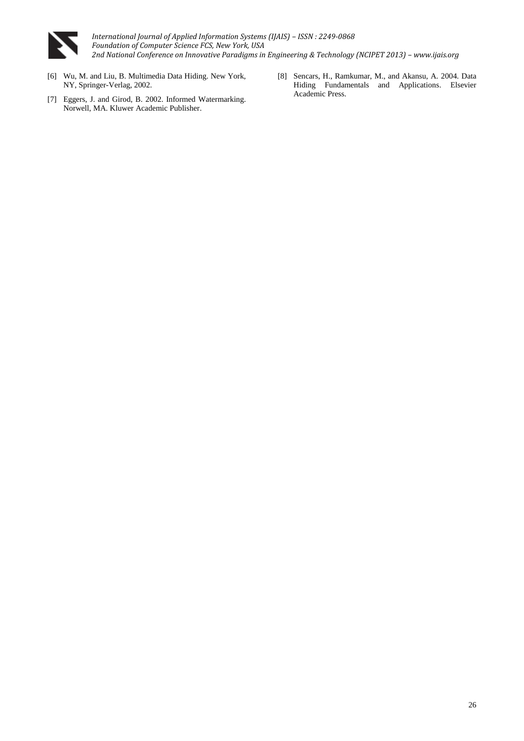[6] Wu, M. and Liu, B. Multimedia Data Hiding. New York, NY, Springer-Verlag, 2002.

[7] Eggers, J. and Girod, B. 2002. Informed Watermarking. Norwell, MA. Kluwer Academic Publisher.

[8] Sencars, H., Ramkumar, M., and Akansu, A. 2004. Data Hiding Fundamentals and Applications. Elsevier Academic Press.